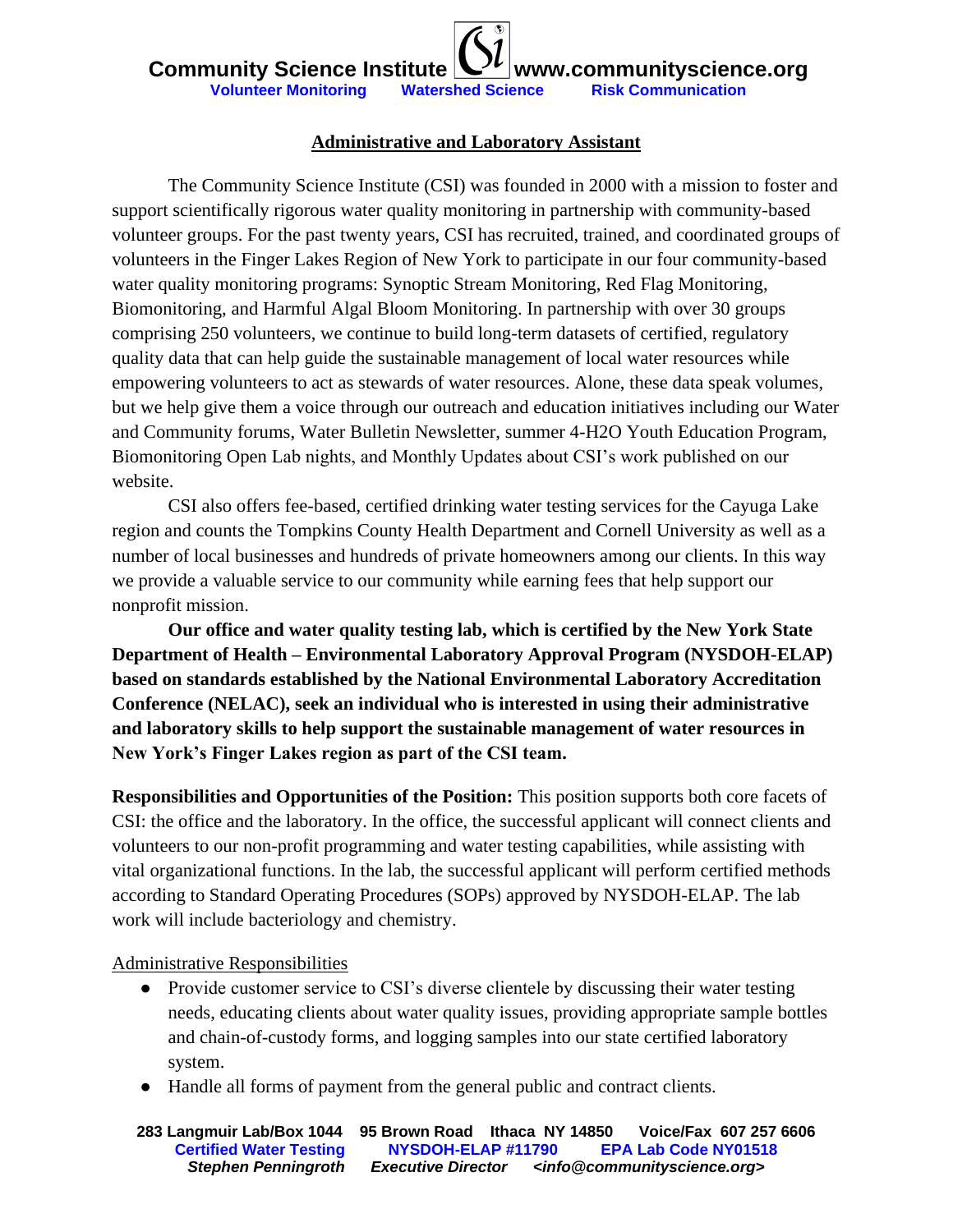# Community Science Institute www.communityscience.org

**Volunteer Monitoring    Watershed Science    Risk Communication**

## Administrative and Laboratory Assistant

The Community Science Institute (CSI) was founded in 2000 with a mission to foster and support scientifically rigorous water quality monitoring in partnership with community-based volunteer groups. For the past twenty years, CSI has recruited, trained, and coordinated groups of volunteers in the Finger Lakes Region of New York to participate in our four community-based water quality monitoring programs: Synoptic Stream Monitoring, Red Flag Monitoring, Biomonitoring, and Harmful Algal Bloom Monitoring. In partnership with over 30 groups comprising 250 volunteers, we continue to build long-term datasets of certified, regulatory quality data that can help guide the sustainable management of local water resources while empowering volunteers to act as stewards of water resources. Alone, these data speak volumes, but we help give them a voice through our outreach and education initiatives including our Water and Community forums, Water Bulletin Newsletter, summer 4-H2O Youth Education Program, Biomonitoring Open Lab nights, and Monthly Updates about CSI's work published on our website.

CSI also offers fee-based, certified drinking water testing services for the Cayuga Lake region and counts the Tompkins County Health Department and Cornell University as well as a number of local businesses and hundreds of private homeowners among our clients. In this way we provide a valuable service to our community while earning fees that help support our nonprofit mission.

**Our office and water quality testing lab, which is certified by the New York State Department of Health – Environmental Laboratory Approval Program (NYSDOH-ELAP) based on standards established by the National Environmental Laboratory Accreditation Conference (NELAC), seek an individual who is interested in using their administrative and laboratory skills to help support the sustainable management of water resources in New York's Finger Lakes region as part of the CSI team.**

**Responsibilities and Opportunities of the Position:** This position supports both core facets of CSI: the office and the laboratory. In the office, the successful applicant will connect clients and volunteers to our non-profit programming and water testing capabilities, while assisting with vital organizational functions. In the lab, the successful applicant will perform certified methods according to Standard Operating Procedures (SOPs) approved by NYSDOH-ELAP. The lab work will include bacteriology and chemistry.

Administrative Responsibilities

- Provide customer service to CSI's diverse clientele by discussing their water testing needs, educating clients about water quality issues, providing appropriate sample bottles and chain-of-custody forms, and logging samples into our state certified laboratory system.
- Handle all forms of payment from the general public and contract clients.

283 Langmuir Lab/Box 1044   95 Brown Road   Ithaca NY 14850   Voice/Fax 607 257 6606
Certified Water Testing   NYSDOH-ELAP #11790   EPA Lab Code NY01518
*Stephen Penningroth   Executive Director   <info@communityscience.org>*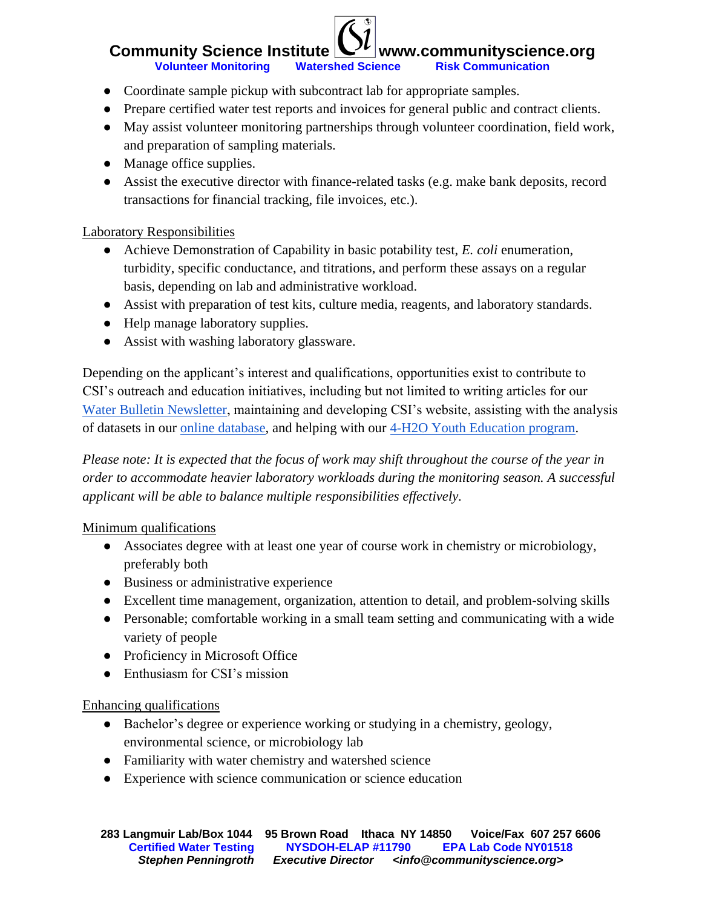- Coordinate sample pickup with subcontract lab for appropriate samples.
- Prepare certified water test reports and invoices for general public and contract clients.
- May assist volunteer monitoring partnerships through volunteer coordination, field work, and preparation of sampling materials.
- Manage office supplies.
- Assist the executive director with finance-related tasks (e.g. make bank deposits, record transactions for financial tracking, file invoices, etc.).

Laboratory Responsibilities

- Achieve Demonstration of Capability in basic potability test, *E. coli* enumeration, turbidity, specific conductance, and titrations, and perform these assays on a regular basis, depending on lab and administrative workload.
- Assist with preparation of test kits, culture media, reagents, and laboratory standards.
- Help manage laboratory supplies.
- Assist with washing laboratory glassware.

Depending on the applicant's interest and qualifications, opportunities exist to contribute to CSI's outreach and education initiatives, including but not limited to writing articles for our Water Bulletin Newsletter, maintaining and developing CSI's website, assisting with the analysis of datasets in our online database, and helping with our 4-H2O Youth Education program.

*Please note: It is expected that the focus of work may shift throughout the course of the year in order to accommodate heavier laboratory workloads during the monitoring season. A successful applicant will be able to balance multiple responsibilities effectively.*

Minimum qualifications

- Associates degree with at least one year of course work in chemistry or microbiology, preferably both
- Business or administrative experience
- Excellent time management, organization, attention to detail, and problem-solving skills
- Personable; comfortable working in a small team setting and communicating with a wide variety of people
- Proficiency in Microsoft Office
- Enthusiasm for CSI's mission

Enhancing qualifications

- Bachelor's degree or experience working or studying in a chemistry, geology, environmental science, or microbiology lab
- Familiarity with water chemistry and watershed science
- Experience with science communication or science education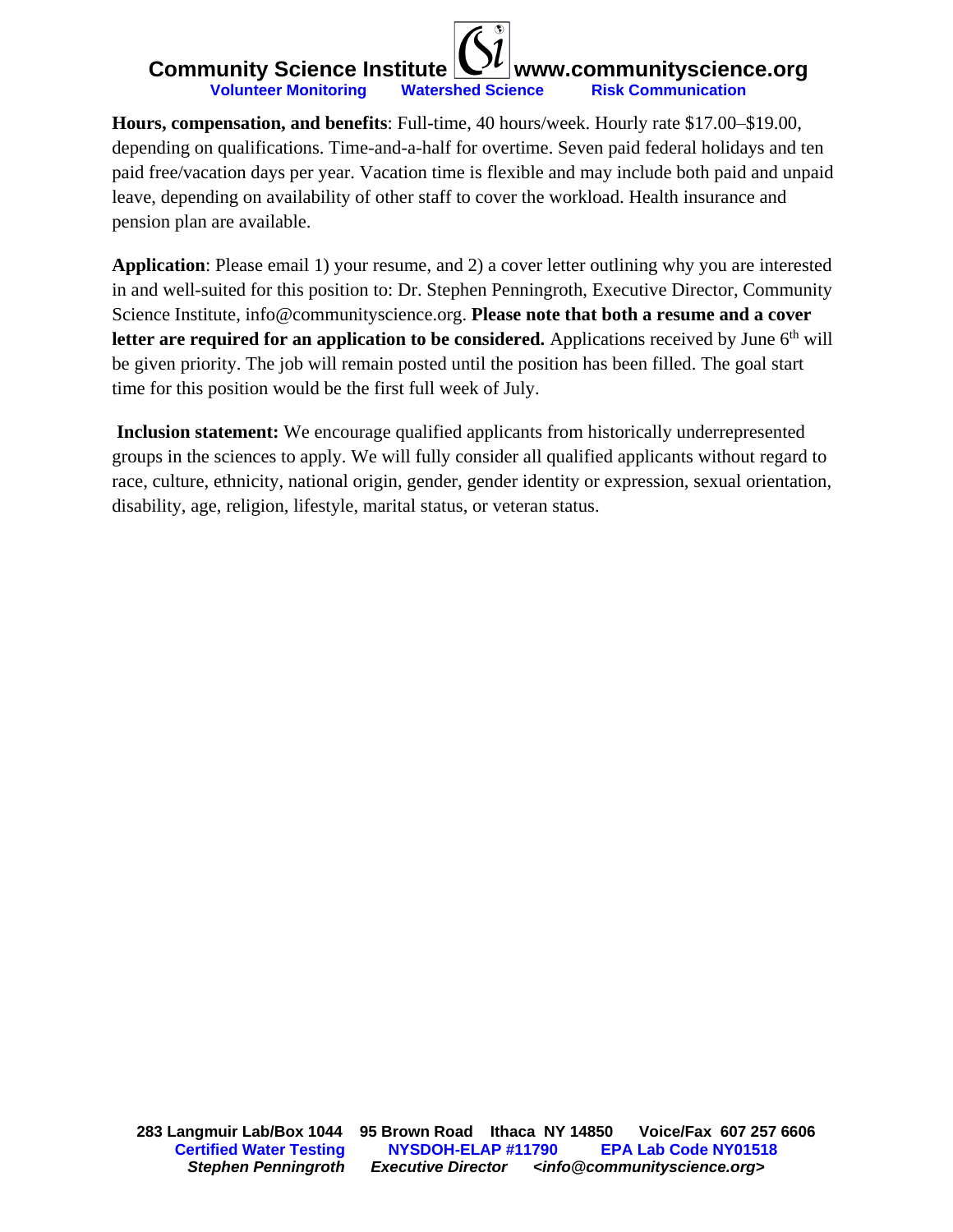**Hours, compensation, and benefits**: Full-time, 40 hours/week. Hourly rate $17.00–$19.00, depending on qualifications. Time-and-a-half for overtime. Seven paid federal holidays and ten paid free/vacation days per year. Vacation time is flexible and may include both paid and unpaid leave, depending on availability of other staff to cover the workload. Health insurance and pension plan are available.

**Application**: Please email 1) your resume, and 2) a cover letter outlining why you are interested in and well-suited for this position to: Dr. Stephen Penningroth, Executive Director, Community Science Institute, info@communityscience.org. **Please note that both a resume and a cover letter are required for an application to be considered.** Applications received by June 6th will be given priority. The job will remain posted until the position has been filled. The goal start time for this position would be the first full week of July.

**Inclusion statement:** We encourage qualified applicants from historically underrepresented groups in the sciences to apply. We will fully consider all qualified applicants without regard to race, culture, ethnicity, national origin, gender, gender identity or expression, sexual orientation, disability, age, religion, lifestyle, marital status, or veteran status.